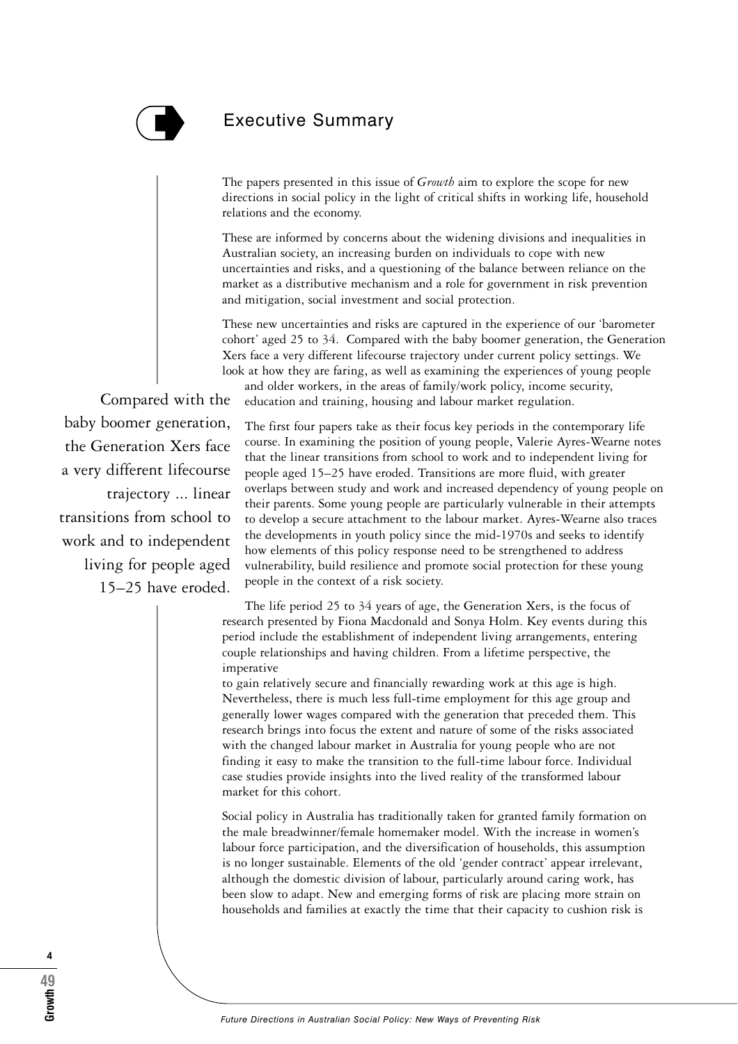# Executive Summary

The papers presented in this issue of *Growth* aim to explore the scope for new directions in social policy in the light of critical shifts in working life, household relations and the economy.

These are informed by concerns about the widening divisions and inequalities in Australian society, an increasing burden on individuals to cope with new uncertainties and risks, and a questioning of the balance between reliance on the market as a distributive mechanism and a role for government in risk prevention and mitigation, social investment and social protection.

These new uncertainties and risks are captured in the experience of our 'barometer cohort' aged 25 to 34. Compared with the baby boomer generation, the Generation Xers face a very different lifecourse trajectory under current policy settings. We look at how they are faring, as well as examining the experiences of young people and older workers, in the areas of family/work policy, income security, education and training, housing and labour market regulation.

> Compared with the baby boomer generation, the Generation Xers face a very different lifecourse trajectory ... linear transitions from school to work and to independent living for people aged 15–25 have eroded.

The first four papers take as their focus key periods in the contemporary life course. In examining the position of young people, Valerie Ayres-Wearne notes that the linear transitions from school to work and to independent living for people aged 15–25 have eroded. Transitions are more fluid, with greater overlaps between study and work and increased dependency of young people on their parents. Some young people are particularly vulnerable in their attempts to develop a secure attachment to the labour market. Ayres-Wearne also traces the developments in youth policy since the mid-1970s and seeks to identify how elements of this policy response need to be strengthened to address vulnerability, build resilience and promote social protection for these young people in the context of a risk society.

The life period 25 to 34 years of age, the Generation Xers, is the focus of research presented by Fiona Macdonald and Sonya Holm. Key events during this period include the establishment of independent living arrangements, entering couple relationships and having children. From a lifetime perspective, the imperative to gain relatively secure and financially rewarding work at this age is high. Nevertheless, there is much less full-time employment for this age group and generally lower wages compared with the generation that preceded them. This research brings into focus the extent and nature of some of the risks associated with the changed labour market in Australia for young people who are not finding it easy to make the transition to the full-time labour force. Individual case studies provide insights into the lived reality of the transformed labour market for this cohort.

Social policy in Australia has traditionally taken for granted family formation on the male breadwinner/female homemaker model. With the increase in women's labour force participation, and the diversification of households, this assumption is no longer sustainable. Elements of the old 'gender contract' appear irrelevant, although the domestic division of labour, particularly around caring work, has been slow to adapt. New and emerging forms of risk are placing more strain on households and families at exactly the time that their capacity to cushion risk is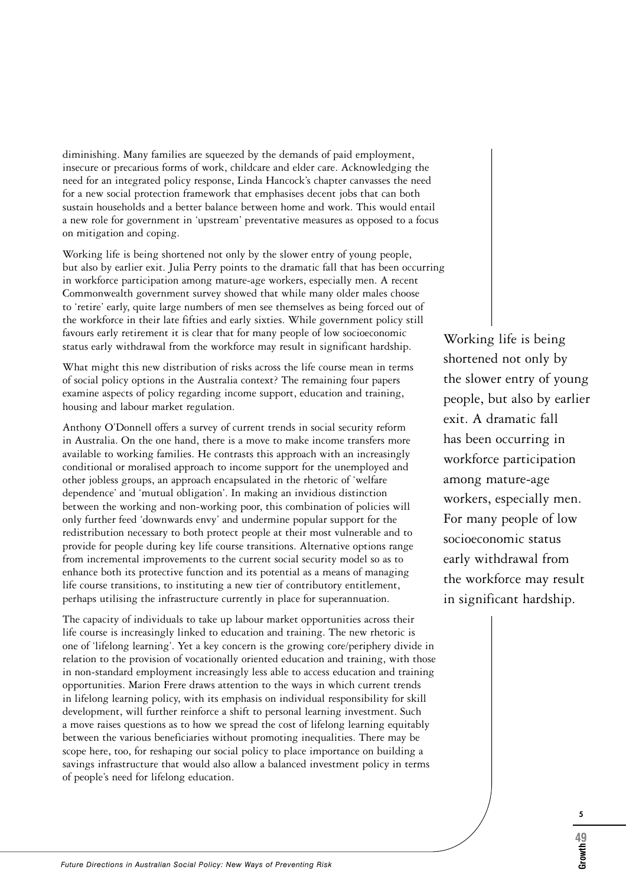diminishing. Many families are squeezed by the demands of paid employment, insecure or precarious forms of work, childcare and elder care. Acknowledging the need for an integrated policy response, Linda Hancock's chapter canvasses the need for a new social protection framework that emphasises decent jobs that can both sustain households and a better balance between home and work. This would entail a new role for government in 'upstream' preventative measures as opposed to a focus on mitigation and coping.

Working life is being shortened not only by the slower entry of young people, but also by earlier exit. Julia Perry points to the dramatic fall that has been occurring in workforce participation among mature-age workers, especially men. A recent Commonwealth government survey showed that while many older males choose to 'retire' early, quite large numbers of men see themselves as being forced out of the workforce in their late fifties and early sixties. While government policy still favours early retirement it is clear that for many people of low socioeconomic status early withdrawal from the workforce may result in significant hardship.

> *Working life is being shortened not only by the slower entry of young people, but also by earlier exit. A dramatic fall has been occurring in workforce participation among mature-age workers, especially men. For many people of low socioeconomic status early withdrawal from the workforce may result in significant hardship.*

What might this new distribution of risks across the life course mean in terms of social policy options in the Australia context? The remaining four papers examine aspects of policy regarding income support, education and training, housing and labour market regulation.

Anthony O'Donnell offers a survey of current trends in social security reform in Australia. On the one hand, there is a move to make income transfers more available to working families. He contrasts this approach with an increasingly conditional or moralised approach to income support for the unemployed and other jobless groups, an approach encapsulated in the rhetoric of 'welfare dependence' and 'mutual obligation'. In making an invidious distinction between the working and non-working poor, this combination of policies will only further feed 'downwards envy' and undermine popular support for the redistribution necessary to both protect people at their most vulnerable and to provide for people during key life course transitions. Alternative options range from incremental improvements to the current social security model so as to enhance both its protective function and its potential as a means of managing life course transitions, to instituting a new tier of contributory entitlement, perhaps utilising the infrastructure currently in place for superannuation.

The capacity of individuals to take up labour market opportunities across their life course is increasingly linked to education and training. The new rhetoric is one of 'lifelong learning'. Yet a key concern is the growing core/periphery divide in relation to the provision of vocationally oriented education and training, with those in non-standard employment increasingly less able to access education and training opportunities. Marion Frere draws attention to the ways in which current trends in lifelong learning policy, with its emphasis on individual responsibility for skill development, will further reinforce a shift to personal learning investment. Such a move raises questions as to how we spread the cost of lifelong learning equitably between the various beneficiaries without promoting inequalities. There may be scope here, too, for reshaping our social policy to place importance on building a savings infrastructure that would also allow a balanced investment policy in terms of people's need for lifelong education.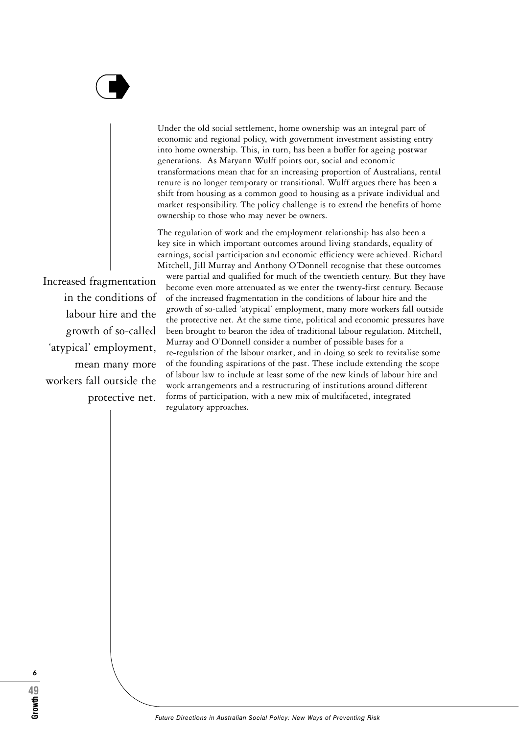Under the old social settlement, home ownership was an integral part of economic and regional policy, with government investment assisting entry into home ownership. This, in turn, has been a buffer for ageing postwar generations. As Maryann Wulff points out, social and economic transformations mean that for an increasing proportion of Australians, rental tenure is no longer temporary or transitional. Wulff argues there has been a shift from housing as a common good to housing as a private individual and market responsibility. The policy challenge is to extend the benefits of home ownership to those who may never be owners.

The regulation of work and the employment relationship has also been a key site in which important outcomes around living standards, equality of earnings, social participation and economic efficiency were achieved. Richard Mitchell, Jill Murray and Anthony O'Donnell recognise that these outcomes were partial and qualified for much of the twentieth century. But they have become even more attenuated as we enter the twenty-first century. Because of the increased fragmentation in the conditions of labour hire and the growth of so-called 'atypical' employment, many more workers fall outside the protective net. At the same time, political and economic pressures have been brought to bearon the idea of traditional labour regulation. Mitchell, Murray and O'Donnell consider a number of possible bases for a re-regulation of the labour market, and in doing so seek to revitalise some of the founding aspirations of the past. These include extending the scope of labour law to include at least some of the new kinds of labour hire and work arrangements and a restructuring of institutions around different forms of participation, with a new mix of multifaceted, integrated regulatory approaches.

> Increased fragmentation in the conditions of labour hire and the growth of so-called 'atypical' employment, mean many more workers fall outside the protective net.